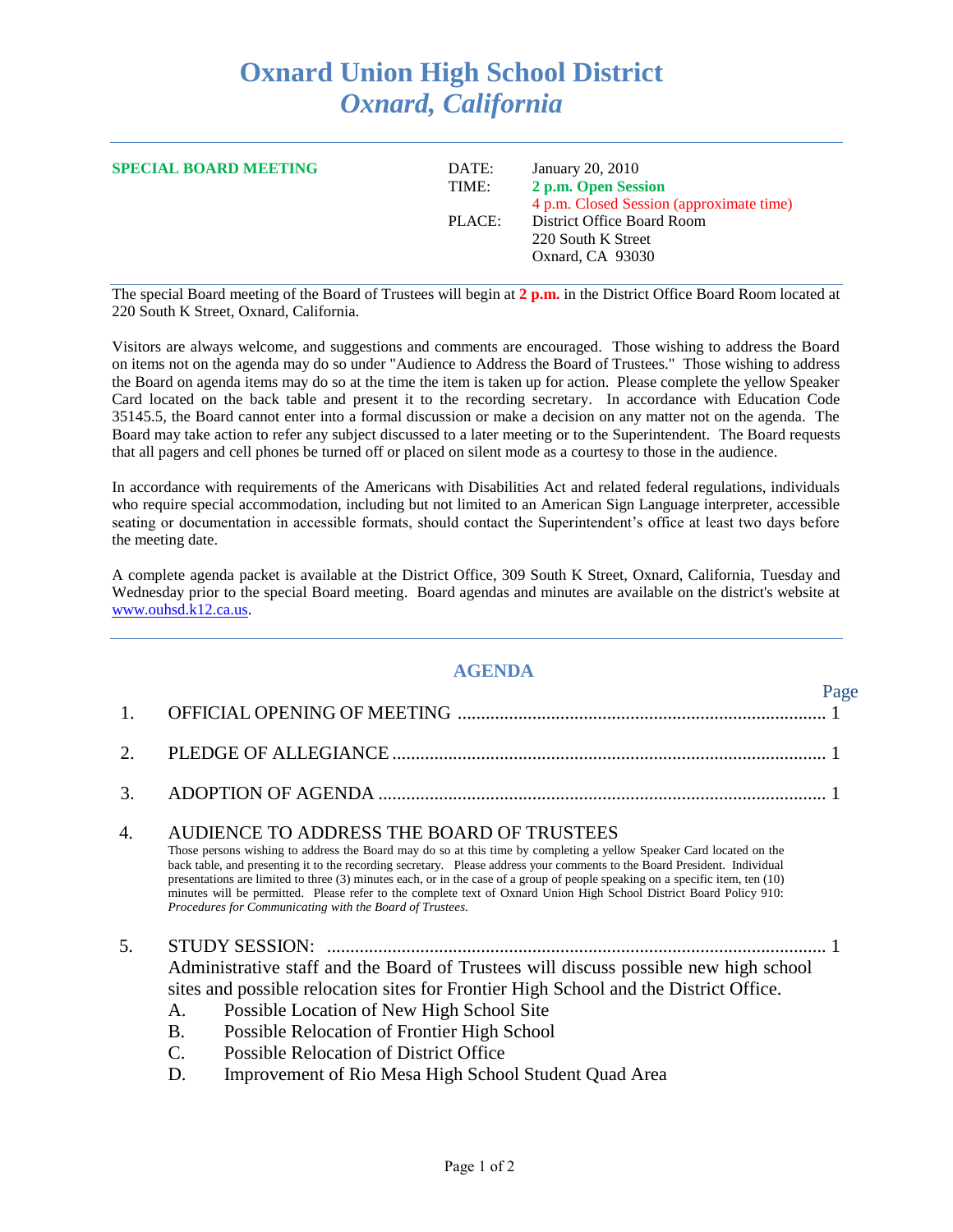# Oxnard Union High School District
## *Oxnard, California*

---

**SPECIAL BOARD MEETING**

| | |
|---|---|
| DATE: | January 20, 2010 |
| TIME: | **2 p.m. Open Session** |
| | 4 p.m. Closed Session (approximate time) |
| PLACE: | District Office Board Room |
| | 220 South K Street |
| | Oxnard, CA 93030 |

---

The special Board meeting of the Board of Trustees will begin at **2 p.m.** in the District Office Board Room located at 220 South K Street, Oxnard, California.

Visitors are always welcome, and suggestions and comments are encouraged. Those wishing to address the Board on items not on the agenda may do so under "Audience to Address the Board of Trustees." Those wishing to address the Board on agenda items may do so at the time the item is taken up for action. Please complete the yellow Speaker Card located on the back table and present it to the recording secretary. In accordance with Education Code 35145.5, the Board cannot enter into a formal discussion or make a decision on any matter not on the agenda. The Board may take action to refer any subject discussed to a later meeting or to the Superintendent. The Board requests that all pagers and cell phones be turned off or placed on silent mode as a courtesy to those in the audience.

In accordance with requirements of the Americans with Disabilities Act and related federal regulations, individuals who require special accommodation, including but not limited to an American Sign Language interpreter, accessible seating or documentation in accessible formats, should contact the Superintendent's office at least two days before the meeting date.

A complete agenda packet is available at the District Office, 309 South K Street, Oxnard, California, Tuesday and Wednesday prior to the special Board meeting. Board agendas and minutes are available on the district's website at www.ouhsd.k12.ca.us.

---

## AGENDA

| | | Page |
|---|---|---|
| 1. | OFFICIAL OPENING OF MEETING | 1 |
| 2. | PLEDGE OF ALLEGIANCE | 1 |
| 3. | ADOPTION OF AGENDA | 1 |

4. AUDIENCE TO ADDRESS THE BOARD OF TRUSTEES

   Those persons wishing to address the Board may do so at this time by completing a yellow Speaker Card located on the back table, and presenting it to the recording secretary. Please address your comments to the Board President. Individual presentations are limited to three (3) minutes each, or in the case of a group of people speaking on a specific item, ten (10) minutes will be permitted. Please refer to the complete text of Oxnard Union High School District Board Policy 910: *Procedures for Communicating with the Board of Trustees.*

5. STUDY SESSION: .................................................... 1

   Administrative staff and the Board of Trustees will discuss possible new high school sites and possible relocation sites for Frontier High School and the District Office.

   A. Possible Location of New High School Site
   B. Possible Relocation of Frontier High School
   C. Possible Relocation of District Office
   D. Improvement of Rio Mesa High School Student Quad Area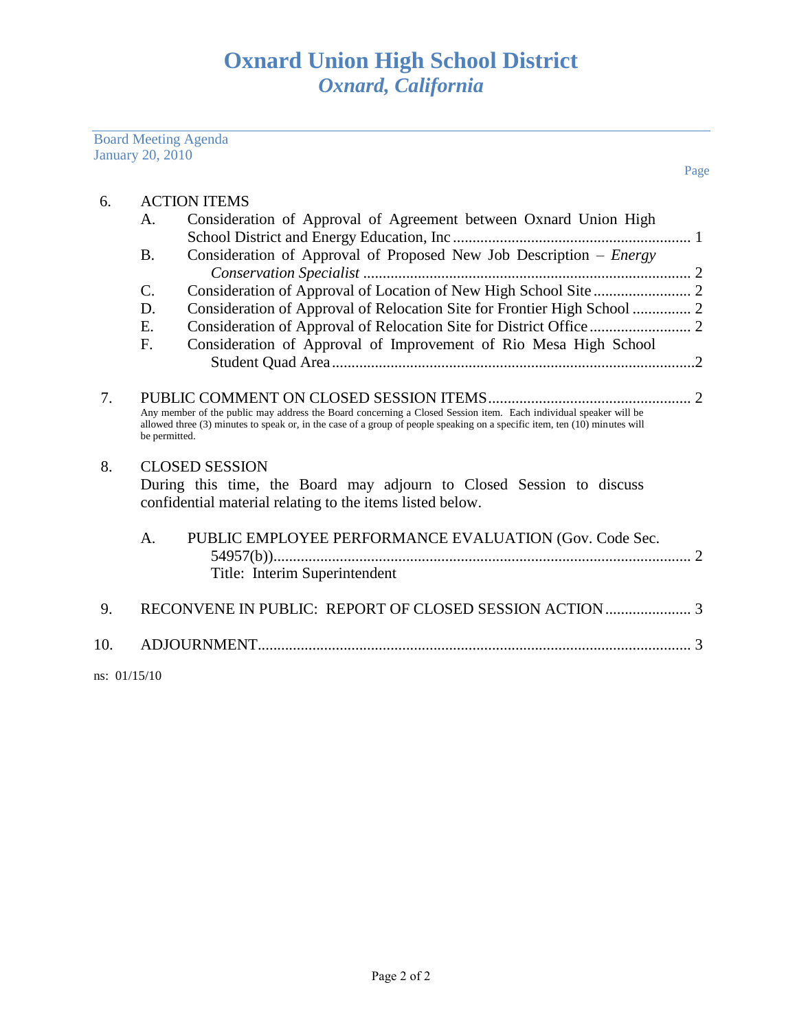# Oxnard Union High School District
## *Oxnard, California*

Board Meeting Agenda
January 20, 2010

Page

6. ACTION ITEMS
   - A. Consideration of Approval of Agreement between Oxnard Union High School District and Energy Education, Inc ........ 1
   - B. Consideration of Approval of Proposed New Job Description – *Energy Conservation Specialist* ........ 2
   - C. Consideration of Approval of Location of New High School Site ........ 2
   - D. Consideration of Approval of Relocation Site for Frontier High School ........ 2
   - E. Consideration of Approval of Relocation Site for District Office ........ 2
   - F. Consideration of Approval of Improvement of Rio Mesa High School Student Quad Area ........ 2

7. PUBLIC COMMENT ON CLOSED SESSION ITEMS ........ 2

   Any member of the public may address the Board concerning a Closed Session item. Each individual speaker will be allowed three (3) minutes to speak or, in the case of a group of people speaking on a specific item, ten (10) minutes will be permitted.

8. CLOSED SESSION

   During this time, the Board may adjourn to Closed Session to discuss confidential material relating to the items listed below.

   - A. PUBLIC EMPLOYEE PERFORMANCE EVALUATION (Gov. Code Sec. 54957(b)) ........ 2

     Title: Interim Superintendent

9. RECONVENE IN PUBLIC: REPORT OF CLOSED SESSION ACTION ........ 3

10. ADJOURNMENT ........ 3

ns: 01/15/10